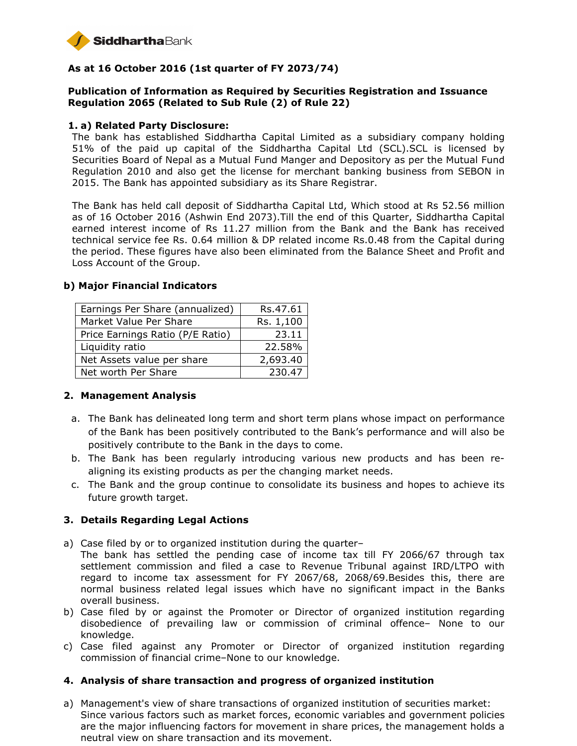**Siddhartha Bank**

**As at 16 October 2016 (1st quarter of FY 2073/74)**

**Publication of Information as Required by Securities Registration and Issuance Regulation 2065 (Related to Sub Rule (2) of Rule 22)**

**1. a) Related Party Disclosure:**

The bank has established Siddhartha Capital Limited as a subsidiary company holding 51% of the paid up capital of the Siddhartha Capital Ltd (SCL).SCL is licensed by Securities Board of Nepal as a Mutual Fund Manger and Depository as per the Mutual Fund Regulation 2010 and also get the license for merchant banking business from SEBON in 2015. The Bank has appointed subsidiary as its Share Registrar.

The Bank has held call deposit of Siddhartha Capital Ltd, Which stood at Rs 52.56 million as of 16 October 2016 (Ashwin End 2073).Till the end of this Quarter, Siddhartha Capital earned interest income of Rs 11.27 million from the Bank and the Bank has received technical service fee Rs. 0.64 million & DP related income Rs.0.48 from the Capital during the period. These figures have also been eliminated from the Balance Sheet and Profit and Loss Account of the Group.

**b) Major Financial Indicators**

| | |
|---|---|
| Earnings Per Share (annualized) | Rs.47.61 |
| Market Value Per Share | Rs. 1,100 |
| Price Earnings Ratio (P/E Ratio) | 23.11 |
| Liquidity ratio | 22.58% |
| Net Assets value per share | 2,693.40 |
| Net worth Per Share | 230.47 |

**2. Management Analysis**

a. The Bank has delineated long term and short term plans whose impact on performance of the Bank has been positively contributed to the Bank's performance and will also be positively contribute to the Bank in the days to come.

b. The Bank has been regularly introducing various new products and has been re-aligning its existing products as per the changing market needs.

c. The Bank and the group continue to consolidate its business and hopes to achieve its future growth target.

**3. Details Regarding Legal Actions**

a) Case filed by or to organized institution during the quarter–
The bank has settled the pending case of income tax till FY 2066/67 through tax settlement commission and filed a case to Revenue Tribunal against IRD/LTPO with regard to income tax assessment for FY 2067/68, 2068/69.Besides this, there are normal business related legal issues which have no significant impact in the Banks overall business.

b) Case filed by or against the Promoter or Director of organized institution regarding disobedience of prevailing law or commission of criminal offence– None to our knowledge.

c) Case filed against any Promoter or Director of organized institution regarding commission of financial crime–None to our knowledge.

**4. Analysis of share transaction and progress of organized institution**

a) Management's view of share transactions of organized institution of securities market:
Since various factors such as market forces, economic variables and government policies are the major influencing factors for movement in share prices, the management holds a neutral view on share transaction and its movement.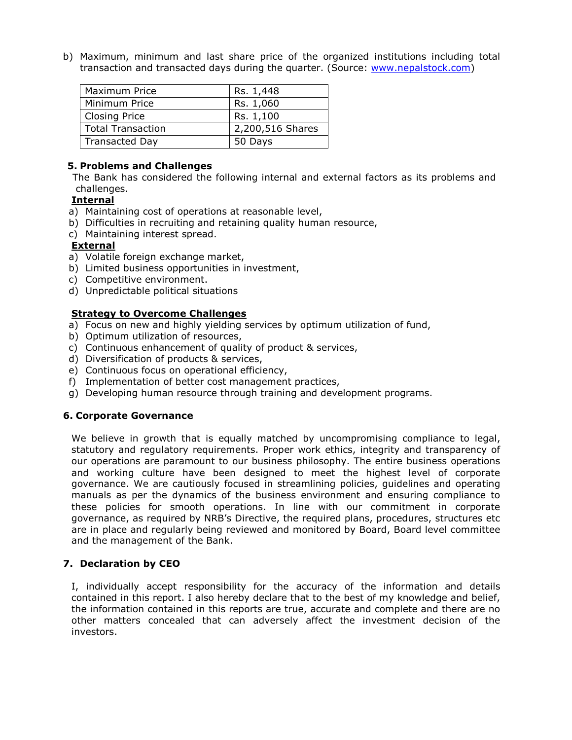b) Maximum, minimum and last share price of the organized institutions including total transaction and transacted days during the quarter. (Source: www.nepalstock.com)

| | |
|---|---|
| Maximum Price | Rs. 1,448 |
| Minimum Price | Rs. 1,060 |
| Closing Price | Rs. 1,100 |
| Total Transaction | 2,200,516 Shares |
| Transacted Day | 50 Days |

**5. Problems and Challenges**

The Bank has considered the following internal and external factors as its problems and challenges.

**Internal**

a) Maintaining cost of operations at reasonable level,
b) Difficulties in recruiting and retaining quality human resource,
c) Maintaining interest spread.

**External**

a) Volatile foreign exchange market,
b) Limited business opportunities in investment,
c) Competitive environment.
d) Unpredictable political situations

**Strategy to Overcome Challenges**

a) Focus on new and highly yielding services by optimum utilization of fund,
b) Optimum utilization of resources,
c) Continuous enhancement of quality of product & services,
d) Diversification of products & services,
e) Continuous focus on operational efficiency,
f) Implementation of better cost management practices,
g) Developing human resource through training and development programs.

**6. Corporate Governance**

We believe in growth that is equally matched by uncompromising compliance to legal, statutory and regulatory requirements. Proper work ethics, integrity and transparency of our operations are paramount to our business philosophy. The entire business operations and working culture have been designed to meet the highest level of corporate governance. We are cautiously focused in streamlining policies, guidelines and operating manuals as per the dynamics of the business environment and ensuring compliance to these policies for smooth operations. In line with our commitment in corporate governance, as required by NRB's Directive, the required plans, procedures, structures etc are in place and regularly being reviewed and monitored by Board, Board level committee and the management of the Bank.

**7. Declaration by CEO**

I, individually accept responsibility for the accuracy of the information and details contained in this report. I also hereby declare that to the best of my knowledge and belief, the information contained in this reports are true, accurate and complete and there are no other matters concealed that can adversely affect the investment decision of the investors.